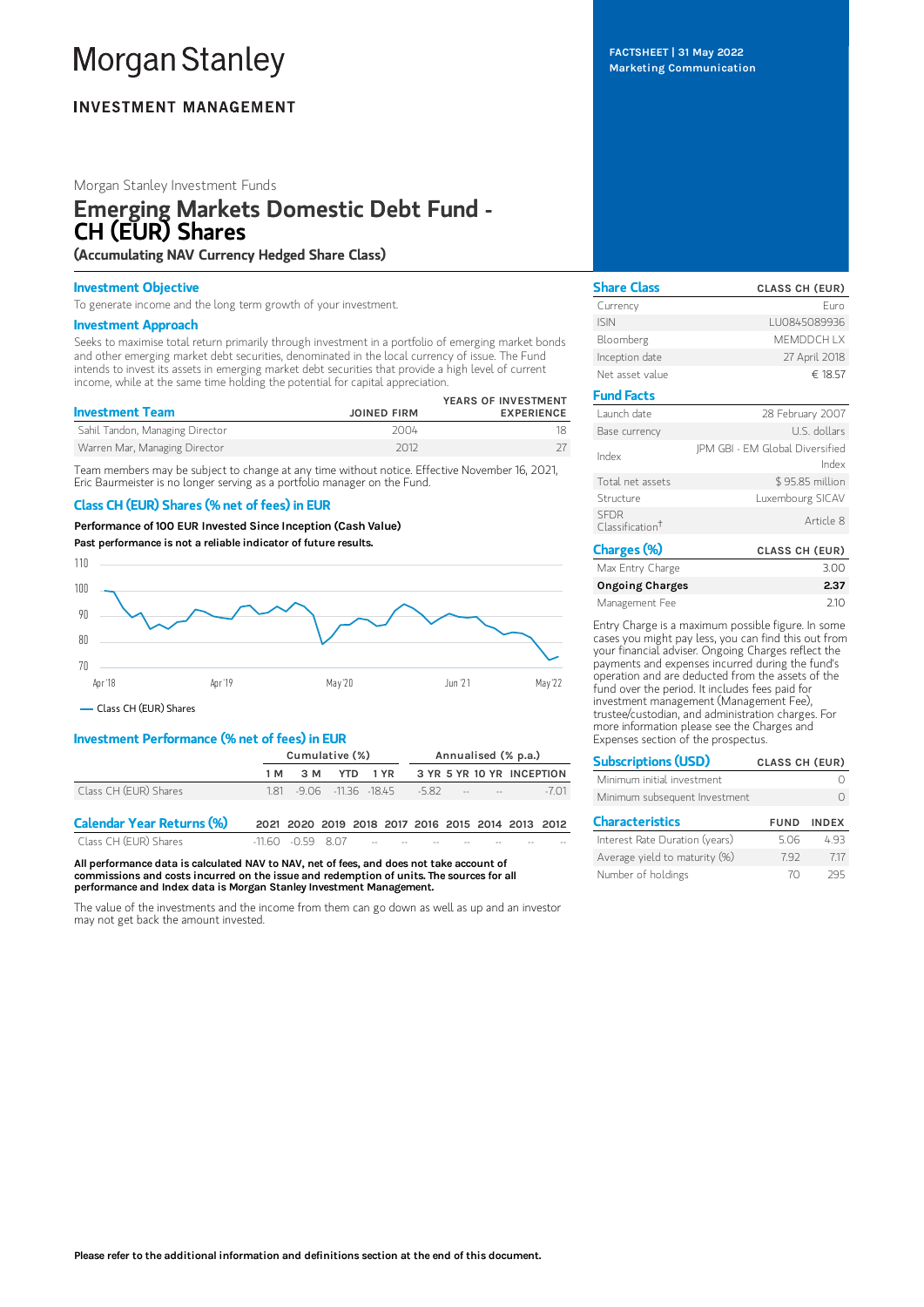# Morgan Stanley

**INVESTMENT MANAGEMENT**

FACTSHEET | 31 May 2022
Marketing Communication

Morgan Stanley Investment Funds

# Emerging Markets Domestic Debt Fund - CH (EUR) Shares

**(Accumulating NAV Currency Hedged Share Class)**

## Investment Objective

To generate income and the long term growth of your investment.

## Investment Approach

Seeks to maximise total return primarily through investment in a portfolio of emerging market bonds and other emerging market debt securities, denominated in the local currency of issue. The Fund intends to invest its assets in emerging market debt securities that provide a high level of current income, while at the same time holding the potential for capital appreciation.

| Investment Team | JOINED FIRM | YEARS OF INVESTMENT EXPERIENCE |
|---|---|---|
| Sahil Tandon, Managing Director | 2004 | 18 |
| Warren Mar, Managing Director | 2012 | 27 |

Team members may be subject to change at any time without notice. Effective November 16, 2021, Eric Baurmeister is no longer serving as a portfolio manager on the Fund.

## Class CH (EUR) Shares (% net of fees) in EUR

**Performance of 100 EUR Invested Since Inception (Cash Value)**

**Past performance is not a reliable indicator of future results.**

— Class CH (EUR) Shares

## Investment Performance (% net of fees) in EUR

| | Cumulative (%) | | | | Annualised (% p.a.) | | | |
|---|---|---|---|---|---|---|---|---|
| | 1 M | 3 M | YTD | 1 YR | 3 YR | 5 YR | 10 YR | INCEPTION |
| Class CH (EUR) Shares | 1.81 | -9.06 | -11.36 | -18.45 | -5.82 | -- | -- | -7.01 |

| Calendar Year Returns (%) | 2021 | 2020 | 2019 | 2018 | 2017 | 2016 | 2015 | 2014 | 2013 | 2012 |
|---|---|---|---|---|---|---|---|---|---|---|
| Class CH (EUR) Shares | -11.60 | -0.59 | 8.07 | -- | -- | -- | -- | -- | -- | -- |

**All performance data is calculated NAV to NAV, net of fees, and does not take account of commissions and costs incurred on the issue and redemption of units. The sources for all performance and Index data is Morgan Stanley Investment Management.**

The value of the investments and the income from them can go down as well as up and an investor may not get back the amount invested.

| Share Class | CLASS CH (EUR) |
|---|---|
| Currency | Euro |
| ISIN | LU0845089936 |
| Bloomberg | MEMDDCH LX |
| Inception date | 27 April 2018 |
| Net asset value | € 18.57 |

| Fund Facts | |
|---|---|
| Launch date | 28 February 2007 |
| Base currency | U.S. dollars |
| Index | JPM GBI - EM Global Diversified Index |
| Total net assets | $ 95.85 million |
| Structure | Luxembourg SICAV |
| SFDR Classification† | Article 8 |

| Charges (%) | CLASS CH (EUR) |
|---|---|
| Max Entry Charge | 3.00 |
| **Ongoing Charges** | **2.37** |
| Management Fee | 2.10 |

Entry Charge is a maximum possible figure. In some cases you might pay less, you can find this out from your financial adviser. Ongoing Charges reflect the payments and expenses incurred during the fund's operation and are deducted from the assets of the fund over the period. It includes fees paid for investment management (Management Fee), trustee/custodian, and administration charges. For more information please see the Charges and Expenses section of the prospectus.

| Subscriptions (USD) | CLASS CH (EUR) |
|---|---|
| Minimum initial investment | 0 |
| Minimum subsequent Investment | 0 |

| Characteristics | FUND | INDEX |
|---|---|---|
| Interest Rate Duration (years) | 5.06 | 4.93 |
| Average yield to maturity (%) | 7.92 | 7.17 |
| Number of holdings | 70 | 295 |

**Please refer to the additional information and definitions section at the end of this document.**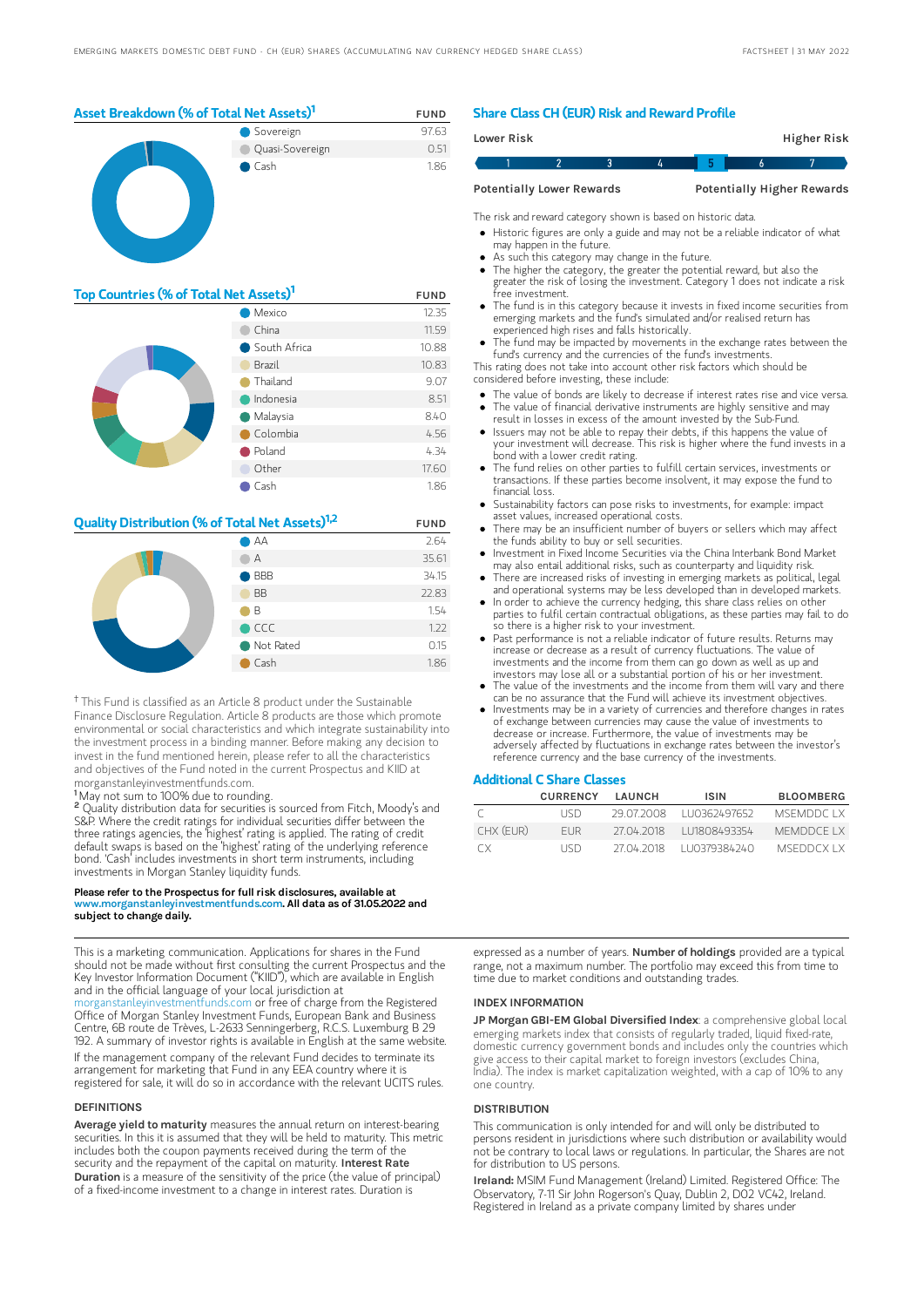## Asset Breakdown (% of Total Net Assets)[1]

| | FUND |
|---|---|
| Sovereign | 97.63 |
| Quasi-Sovereign | 0.51 |
| Cash | 1.86 |

## Top Countries (% of Total Net Assets)[1]

| | FUND |
|---|---|
| Mexico | 12.35 |
| China | 11.59 |
| South Africa | 10.88 |
| Brazil | 10.83 |
| Thailand | 9.07 |
| Indonesia | 8.51 |
| Malaysia | 8.40 |
| Colombia | 4.56 |
| Poland | 4.34 |
| Other | 17.60 |
| Cash | 1.86 |

## Quality Distribution (% of Total Net Assets)[1,2]

| | FUND |
|---|---|
| AA | 2.64 |
| A | 35.61 |
| BBB | 34.15 |
| BB | 22.83 |
| B | 1.54 |
| CCC | 1.22 |
| Not Rated | 0.15 |
| Cash | 1.86 |

† This Fund is classified as an Article 8 product under the Sustainable Finance Disclosure Regulation. Article 8 products are those which promote environmental or social characteristics and which integrate sustainability into the investment process in a binding manner. Before making any decision to invest in the fund mentioned herein, please refer to all the characteristics and objectives of the Fund noted in the current Prospectus and KIID at morganstanleyinvestmentfunds.com.

[1] May not sum to 100% due to rounding.

[2] Quality distribution data for securities is sourced from Fitch, Moody's and S&P. Where the credit ratings for individual securities differ between the three ratings agencies, the 'highest' rating is applied. The rating of credit default swaps is based on the 'highest' rating of the underlying reference bond. 'Cash' includes investments in short term instruments, including investments in Morgan Stanley liquidity funds.

**Please refer to the Prospectus for full risk disclosures, available at www.morganstanleyinvestmentfunds.com. All data as of 31.05.2022 and subject to change daily.**

## Share Class CH (EUR) Risk and Reward Profile

**Lower Risk** — **Higher Risk**

1 | 2 | 3 | 4 | **5** | 6 | 7

**Potentially Lower Rewards** — **Potentially Higher Rewards**

The risk and reward category shown is based on historic data.

- Historic figures are only a guide and may not be a reliable indicator of what may happen in the future.
- As such this category may change in the future.
- The higher the category, the greater the potential reward, but also the greater the risk of losing the investment. Category 1 does not indicate a risk free investment.
- The fund is in this category because it invests in fixed income securities from emerging markets and the fund's simulated and/or realised return has experienced high rises and falls historically.
- The fund may be impacted by movements in the exchange rates between the fund's currency and the currencies of the fund's investments.

This rating does not take into account other risk factors which should be considered before investing, these include:

- The value of bonds are likely to decrease if interest rates rise and vice versa.
- The value of financial derivative instruments are highly sensitive and may result in losses in excess of the amount invested by the Sub-Fund.
- Issuers may not be able to repay their debts, if this happens the value of your investment will decrease. This risk is higher where the fund invests in a bond with a lower credit rating.
- The fund relies on other parties to fulfill certain services, investments or transactions. If these parties become insolvent, it may expose the fund to financial loss.
- Sustainability factors can pose risks to investments, for example: impact asset values, increased operational costs.
- There may be an insufficient number of buyers or sellers which may affect the funds ability to buy or sell securities.
- Investment in Fixed Income Securities via the China Interbank Bond Market may also entail additional risks, such as counterparty and liquidity risk.
- There are increased risks of investing in emerging markets as political, legal and operational systems may be less developed than in developed markets.
- In order to achieve the currency hedging, this share class relies on other parties to fulfil certain contractual obligations, as these parties may fail to do so there is a higher risk to your investment.
- Past performance is not a reliable indicator of future results. Returns may increase or decrease as a result of currency fluctuations. The value of investments and the income from them can go down as well as up and investors may lose all or a substantial portion of his or her investment.
- The value of the investments and the income from them will vary and there can be no assurance that the Fund will achieve its investment objectives.
- Investments may be in a variety of currencies and therefore changes in rates of exchange between currencies may cause the value of investments to decrease or increase. Furthermore, the value of investments may be adversely affected by fluctuations in exchange rates between the investor's reference currency and the base currency of the investments.

## Additional C Share Classes

| | CURRENCY | LAUNCH | ISIN | BLOOMBERG |
|---|---|---|---|---|
| C | USD | 29.07.2008 | LU0362497652 | MSEMDDC LX |
| CHX (EUR) | EUR | 27.04.2018 | LU1808493354 | MEMDDCE LX |
| CX | USD | 27.04.2018 | LU0379384240 | MSEDDCX LX |

This is a marketing communication. Applications for shares in the Fund should not be made without first consulting the current Prospectus and the Key Investor Information Document ("KIID"), which are available in English and in the official language of your local jurisdiction at morganstanleyinvestmentfunds.com or free of charge from the Registered Office of Morgan Stanley Investment Funds, European Bank and Business Centre, 6B route de Trèves, L-2633 Senningerberg, R.C.S. Luxemburg B 29 192. A summary of investor rights is available in English at the same website.

If the management company of the relevant Fund decides to terminate its arrangement for marketing that Fund in any EEA country where it is registered for sale, it will do so in accordance with the relevant UCITS rules.

### DEFINITIONS

**Average yield to maturity** measures the annual return on interest-bearing securities. In this it is assumed that they will be held to maturity. This metric includes both the coupon payments received during the term of the security and the repayment of the capital on maturity. **Interest Rate Duration** is a measure of the sensitivity of the price (the value of principal) of a fixed-income investment to a change in interest rates. Duration is expressed as a number of years. **Number of holdings** provided are a typical range, not a maximum number. The portfolio may exceed this from time to time due to market conditions and outstanding trades.

### INDEX INFORMATION

**JP Morgan GBI-EM Global Diversified Index**: a comprehensive global local emerging markets index that consists of regularly traded, liquid fixed-rate, domestic currency government bonds and includes only the countries which give access to their capital market to foreign investors (excludes China, India). The index is market capitalization weighted, with a cap of 10% to any one country.

### DISTRIBUTION

This communication is only intended for and will only be distributed to persons resident in jurisdictions where such distribution or availability would not be contrary to local laws or regulations. In particular, the Shares are not for distribution to US persons.

**Ireland:** MSIM Fund Management (Ireland) Limited. Registered Office: The Observatory, 7-11 Sir John Rogerson's Quay, Dublin 2, D02 VC42, Ireland. Registered in Ireland as a private company limited by shares under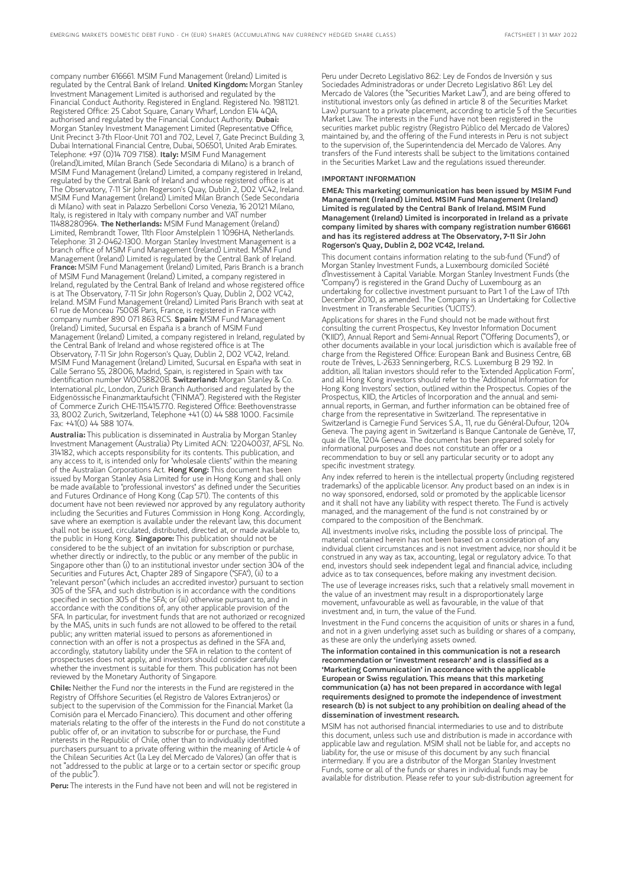company number 616661. MSIM Fund Management (Ireland) Limited is regulated by the Central Bank of Ireland. **United Kingdom:** Morgan Stanley Investment Management Limited is authorised and regulated by the Financial Conduct Authority. Registered in England. Registered No. 1981121. Registered Office: 25 Cabot Square, Canary Wharf, London E14 4QA, authorised and regulated by the Financial Conduct Authority. **Dubai:** Morgan Stanley Investment Management Limited (Representative Office, Unit Precinct 3-7th Floor-Unit 701 and 702, Level 7, Gate Precinct Building 3, Dubai International Financial Centre, Dubai, 506501, United Arab Emirates. Telephone: +97 (0)14 709 7158). **Italy:** MSIM Fund Management (Ireland)Limited, Milan Branch (Sede Secondaria di Milano) is a branch of MSIM Fund Management (Ireland) Limited, a company registered in Ireland, regulated by the Central Bank of Ireland and whose registered office is at The Observatory, 7-11 Sir John Rogerson's Quay, Dublin 2, D02 VC42, Ireland. MSIM Fund Management (Ireland) Limited Milan Branch (Sede Secondaria di Milano) with seat in Palazzo Serbelloni Corso Venezia, 16 20121 Milano, Italy, is registered in Italy with company number and VAT number 11488280964. **The Netherlands:** MSIM Fund Management (Ireland) Limited, Rembrandt Tower, 11th Floor Amstelplein 1 1096HA, Netherlands. Telephone: 31 2-0462-1300. Morgan Stanley Investment Management is a branch office of MSIM Fund Management (Ireland) Limited. MSIM Fund Management (Ireland) Limited is regulated by the Central Bank of Ireland. **France:** MSIM Fund Management (Ireland) Limited, Paris Branch is a branch of MSIM Fund Management (Ireland) Limited, a company registered in Ireland, regulated by the Central Bank of Ireland and whose registered office is at The Observatory, 7-11 Sir John Rogerson's Quay, Dublin 2, D02 VC42, Ireland. MSIM Fund Management (Ireland) Limited Paris Branch with seat at 61 rue de Monceau 75008 Paris, France, is registered in France with company number 890 071 863 RCS. **Spain:** MSIM Fund Management (Ireland) Limited, Sucursal en España is a branch of MSIM Fund Management (Ireland) Limited, a company registered in Ireland, regulated by the Central Bank of Ireland and whose registered office is at The Observatory, 7-11 Sir John Rogerson's Quay, Dublin 2, D02 VC42, Ireland. MSIM Fund Management (Ireland) Limited, Sucursal en España with seat in Calle Serrano 55, 28006, Madrid, Spain, is registered in Spain with tax identification number W0058820B. **Switzerland:** Morgan Stanley & Co. International plc, London, Zurich Branch Authorised and regulated by the Eidgenössische Finanzmarktaufsicht ("FINMA"). Registered with the Register of Commerce Zurich CHE-115.415.770. Registered Office: Beethovenstrasse 33, 8002 Zurich, Switzerland, Telephone +41 (0) 44 588 1000. Facsimile Fax: +41(0) 44 588 1074.

**Australia:** This publication is disseminated in Australia by Morgan Stanley Investment Management (Australia) Pty Limited ACN: 122040037, AFSL No. 314182, which accepts responsibility for its contents. This publication, and any access to it, is intended only for "wholesale clients" within the meaning of the Australian Corporations Act. **Hong Kong:** This document has been issued by Morgan Stanley Asia Limited for use in Hong Kong and shall only be made available to "professional investors" as defined under the Securities and Futures Ordinance of Hong Kong (Cap 571). The contents of this document have not been reviewed nor approved by any regulatory authority including the Securities and Futures Commission in Hong Kong. Accordingly, save where an exemption is available under the relevant law, this document shall not be issued, circulated, distributed, directed at, or made available to, the public in Hong Kong. **Singapore:** This publication should not be considered to be the subject of an invitation for subscription or purchase, whether directly or indirectly, to the public or any member of the public in Singapore other than (i) to an institutional investor under section 304 of the Securities and Futures Act, Chapter 289 of Singapore ("SFA"), (ii) to a "relevant person" (which includes an accredited investor) pursuant to section 305 of the SFA, and such distribution is in accordance with the conditions specified in section 305 of the SFA; or (iii) otherwise pursuant to, and in accordance with the conditions of, any other applicable provision of the SFA. In particular, for investment funds that are not authorized or recognized by the MAS, units in such funds are not allowed to be offered to the retail public; any written material issued to persons as aforementioned in connection with an offer is not a prospectus as defined in the SFA and, accordingly, statutory liability under the SFA in relation to the content of prospectuses does not apply, and investors should consider carefully whether the investment is suitable for them. This publication has not been reviewed by the Monetary Authority of Singapore.

**Chile:** Neither the Fund nor the interests in the Fund are registered in the Registry of Offshore Securities (el Registro de Valores Extranjeros) or subject to the supervision of the Commission for the Financial Market (la Comisión para el Mercado Financiero). This document and other offering materials relating to the offer of the interests in the Fund do not constitute a public offer of, or an invitation to subscribe for or purchase, the Fund interests in the Republic of Chile, other than to individually identified purchasers pursuant to a private offering within the meaning of Article 4 of the Chilean Securities Act (la Ley del Mercado de Valores) (an offer that is not "addressed to the public at large or to a certain sector or specific group of the public").

**Peru:** The interests in the Fund have not been and will not be registered in Peru under Decreto Legislativo 862: Ley de Fondos de Inversión y sus Sociedades Administradoras or under Decreto Legislativo 861: Ley del Mercado de Valores (the "Securities Market Law"), and are being offered to institutional investors only (as defined in article 8 of the Securities Market Law) pursuant to a private placement, according to article 5 of the Securities Market Law. The interests in the Fund have not been registered in the securities market public registry (Registro Público del Mercado de Valores) maintained by, and the offering of the Fund interests in Peru is not subject to the supervision of, the Superintendencia del Mercado de Valores. Any transfers of the Fund interests shall be subject to the limitations contained in the Securities Market Law and the regulations issued thereunder.

## IMPORTANT INFORMATION

**EMEA: This marketing communication has been issued by MSIM Fund Management (Ireland) Limited. MSIM Fund Management (Ireland) Limited is regulated by the Central Bank of Ireland. MSIM Fund Management (Ireland) Limited is incorporated in Ireland as a private company limited by shares with company registration number 616661 and has its registered address at The Observatory, 7-11 Sir John Rogerson's Quay, Dublin 2, D02 VC42, Ireland.**

This document contains information relating to the sub-fund ("Fund") of Morgan Stanley Investment Funds, a Luxembourg domiciled Société d'Investissement à Capital Variable. Morgan Stanley Investment Funds (the "Company") is registered in the Grand Duchy of Luxembourg as an undertaking for collective investment pursuant to Part 1 of the Law of 17th December 2010, as amended. The Company is an Undertaking for Collective Investment in Transferable Securities ("UCITS").

Applications for shares in the Fund should not be made without first consulting the current Prospectus, Key Investor Information Document ("KIID"), Annual Report and Semi-Annual Report ("Offering Documents"), or other documents available in your local jurisdiction which is available free of charge from the Registered Office: European Bank and Business Centre, 6B route de Trèves, L-2633 Senningerberg, R.C.S. Luxemburg B 29 192. In addition, all Italian investors should refer to the 'Extended Application Form', and all Hong Kong investors should refer to the 'Additional Information for Hong Kong Investors' section, outlined within the Prospectus. Copies of the Prospectus, KIID, the Articles of Incorporation and the annual and semi-annual reports, in German, and further information can be obtained free of charge from the representative in Switzerland. The representative in Switzerland is Carnegie Fund Services S.A., 11, rue du Général-Dufour, 1204 Geneva. The paying agent in Switzerland is Banque Cantonale de Genève, 17, quai de l'Ile, 1204 Geneva. The document has been prepared solely for informational purposes and does not constitute an offer or a recommendation to buy or sell any particular security or to adopt any specific investment strategy.

Any index referred to herein is the intellectual property (including registered trademarks) of the applicable licensor. Any product based on an index is in no way sponsored, endorsed, sold or promoted by the applicable licensor and it shall not have any liability with respect thereto. The Fund is actively managed, and the management of the fund is not constrained by or compared to the composition of the Benchmark.

All investments involve risks, including the possible loss of principal. The material contained herein has not been based on a consideration of any individual client circumstances and is not investment advice, nor should it be construed in any way as tax, accounting, legal or regulatory advice. To that end, investors should seek independent legal and financial advice, including advice as to tax consequences, before making any investment decision.

The use of leverage increases risks, such that a relatively small movement in the value of an investment may result in a disproportionately large movement, unfavourable as well as favourable, in the value of that investment and, in turn, the value of the Fund.

Investment in the Fund concerns the acquisition of units or shares in a fund, and not in a given underlying asset such as building or shares of a company, as these are only the underlying assets owned.

**The information contained in this communication is not a research recommendation or 'investment research' and is classified as a 'Marketing Communication' in accordance with the applicable European or Swiss regulation. This means that this marketing communication (a) has not been prepared in accordance with legal requirements designed to promote the independence of investment research (b) is not subject to any prohibition on dealing ahead of the dissemination of investment research.**

MSIM has not authorised financial intermediaries to use and to distribute this document, unless such use and distribution is made in accordance with applicable law and regulation. MSIM shall not be liable for, and accepts no liability for, the use or misuse of this document by any such financial intermediary. If you are a distributor of the Morgan Stanley Investment Funds, some or all of the funds or shares in individual funds may be available for distribution. Please refer to your sub-distribution agreement for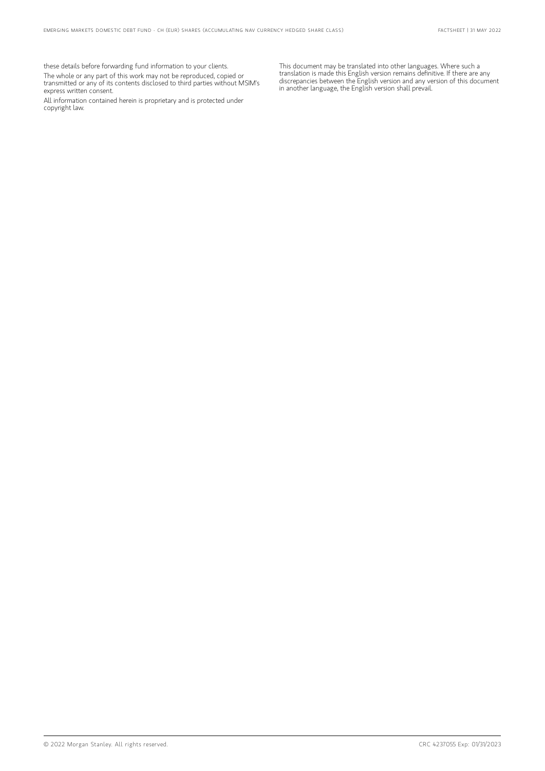these details before forwarding fund information to your clients.

The whole or any part of this work may not be reproduced, copied or transmitted or any of its contents disclosed to third parties without MSIM's express written consent.

All information contained herein is proprietary and is protected under copyright law.

This document may be translated into other languages. Where such a translation is made this English version remains definitive. If there are any discrepancies between the English version and any version of this document in another language, the English version shall prevail.

© 2022 Morgan Stanley. All rights reserved.

CRC 4237055 Exp: 01/31/2023